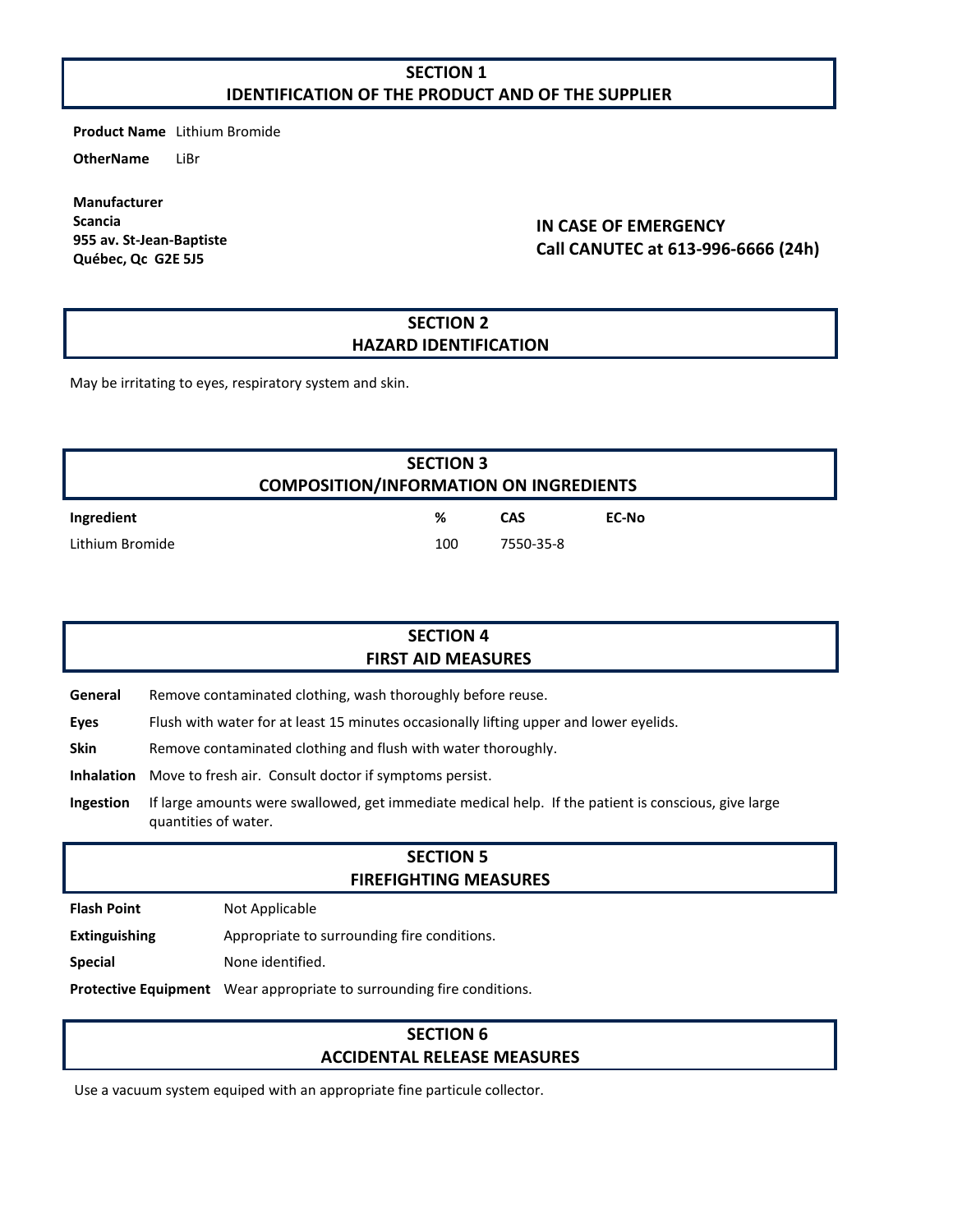## SECTION 1
## IDENTIFICATION OF THE PRODUCT AND OF THE SUPPLIER

**Product Name** Lithium Bromide

**OtherName** LiBr

**Manufacturer**
**Scancia**
**955 av. St-Jean-Baptiste**
**Québec, Qc G2E 5J5**

**IN CASE OF EMERGENCY**
**Call CANUTEC at 613-996-6666 (24h)**

## SECTION 2
## HAZARD IDENTIFICATION

May be irritating to eyes, respiratory system and skin.

## SECTION 3
## COMPOSITION/INFORMATION ON INGREDIENTS

| Ingredient | % | CAS | EC-No |
|---|---|---|---|
| Lithium Bromide | 100 | 7550-35-8 | |

## SECTION 4
## FIRST AID MEASURES

**General** Remove contaminated clothing, wash thoroughly before reuse.

**Eyes** Flush with water for at least 15 minutes occasionally lifting upper and lower eyelids.

**Skin** Remove contaminated clothing and flush with water thoroughly.

**Inhalation** Move to fresh air. Consult doctor if symptoms persist.

**Ingestion** If large amounts were swallowed, get immediate medical help. If the patient is conscious, give large quantities of water.

## SECTION 5
## FIREFIGHTING MEASURES

**Flash Point** Not Applicable

**Extinguishing** Appropriate to surrounding fire conditions.

**Special** None identified.

**Protective Equipment** Wear appropriate to surrounding fire conditions.

## SECTION 6
## ACCIDENTAL RELEASE MEASURES

Use a vacuum system equiped with an appropriate fine particule collector.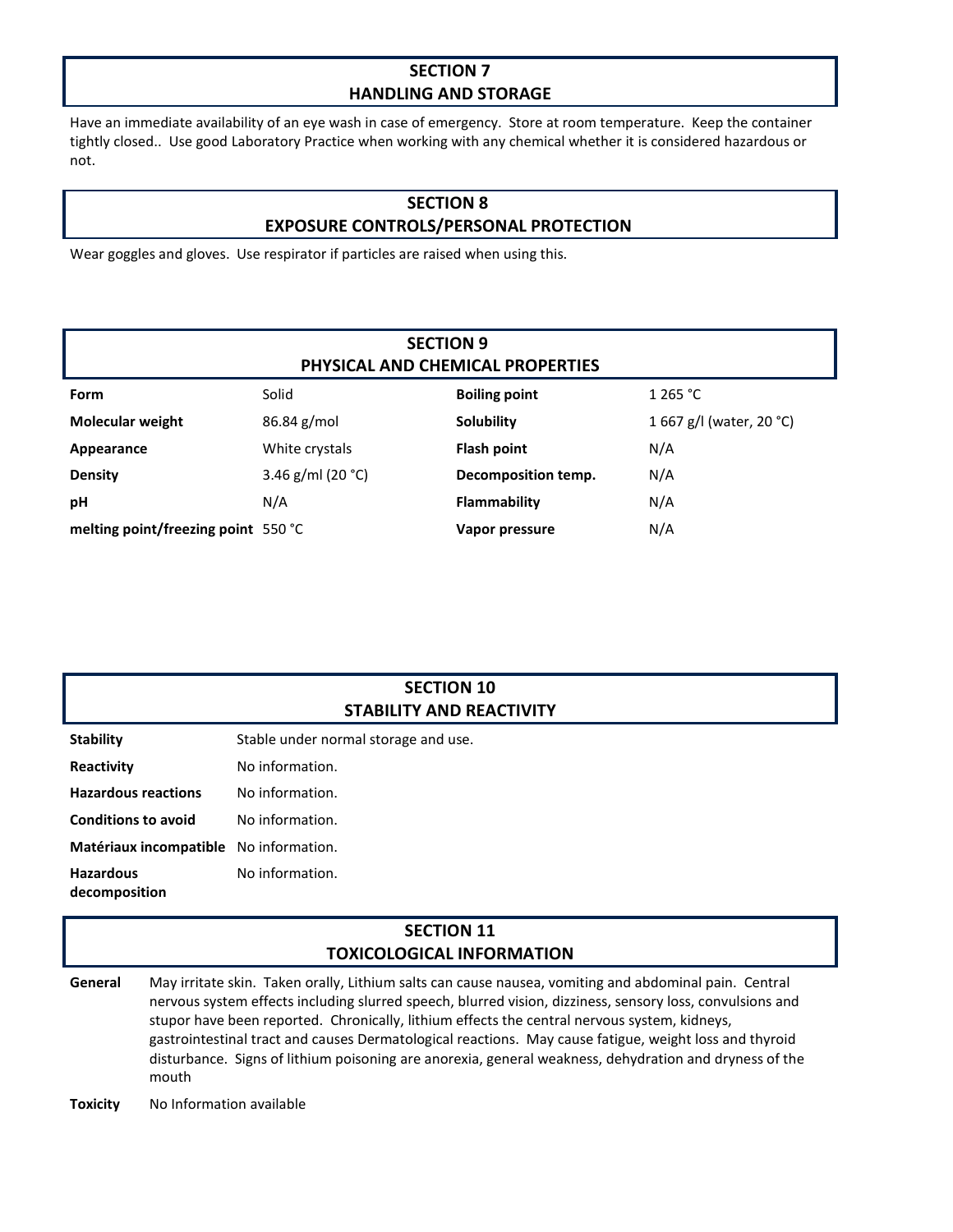## SECTION 7
## HANDLING AND STORAGE

Have an immediate availability of an eye wash in case of emergency. Store at room temperature. Keep the container tightly closed.. Use good Laboratory Practice when working with any chemical whether it is considered hazardous or not.

## SECTION 8
## EXPOSURE CONTROLS/PERSONAL PROTECTION

Wear goggles and gloves. Use respirator if particles are raised when using this.

## SECTION 9
## PHYSICAL AND CHEMICAL PROPERTIES

| | | | |
|---|---|---|---|
| **Form** | Solid | **Boiling point** | 1 265 °C |
| **Molecular weight** | 86.84 g/mol | **Solubility** | 1 667 g/l (water, 20 °C) |
| **Appearance** | White crystals | **Flash point** | N/A |
| **Density** | 3.46 g/ml (20 °C) | **Decomposition temp.** | N/A |
| **pH** | N/A | **Flammability** | N/A |
| **melting point/freezing point** | 550 °C | **Vapor pressure** | N/A |

## SECTION 10
## STABILITY AND REACTIVITY

| | |
|---|---|
| **Stability** | Stable under normal storage and use. |
| **Reactivity** | No information. |
| **Hazardous reactions** | No information. |
| **Conditions to avoid** | No information. |
| **Matériaux incompatible** | No information. |
| **Hazardous decomposition** | No information. |

## SECTION 11
## TOXICOLOGICAL INFORMATION

**General** May irritate skin. Taken orally, Lithium salts can cause nausea, vomiting and abdominal pain. Central nervous system effects including slurred speech, blurred vision, dizziness, sensory loss, convulsions and stupor have been reported. Chronically, lithium effects the central nervous system, kidneys, gastrointestinal tract and causes Dermatological reactions. May cause fatigue, weight loss and thyroid disturbance. Signs of lithium poisoning are anorexia, general weakness, dehydration and dryness of the mouth

**Toxicity** No Information available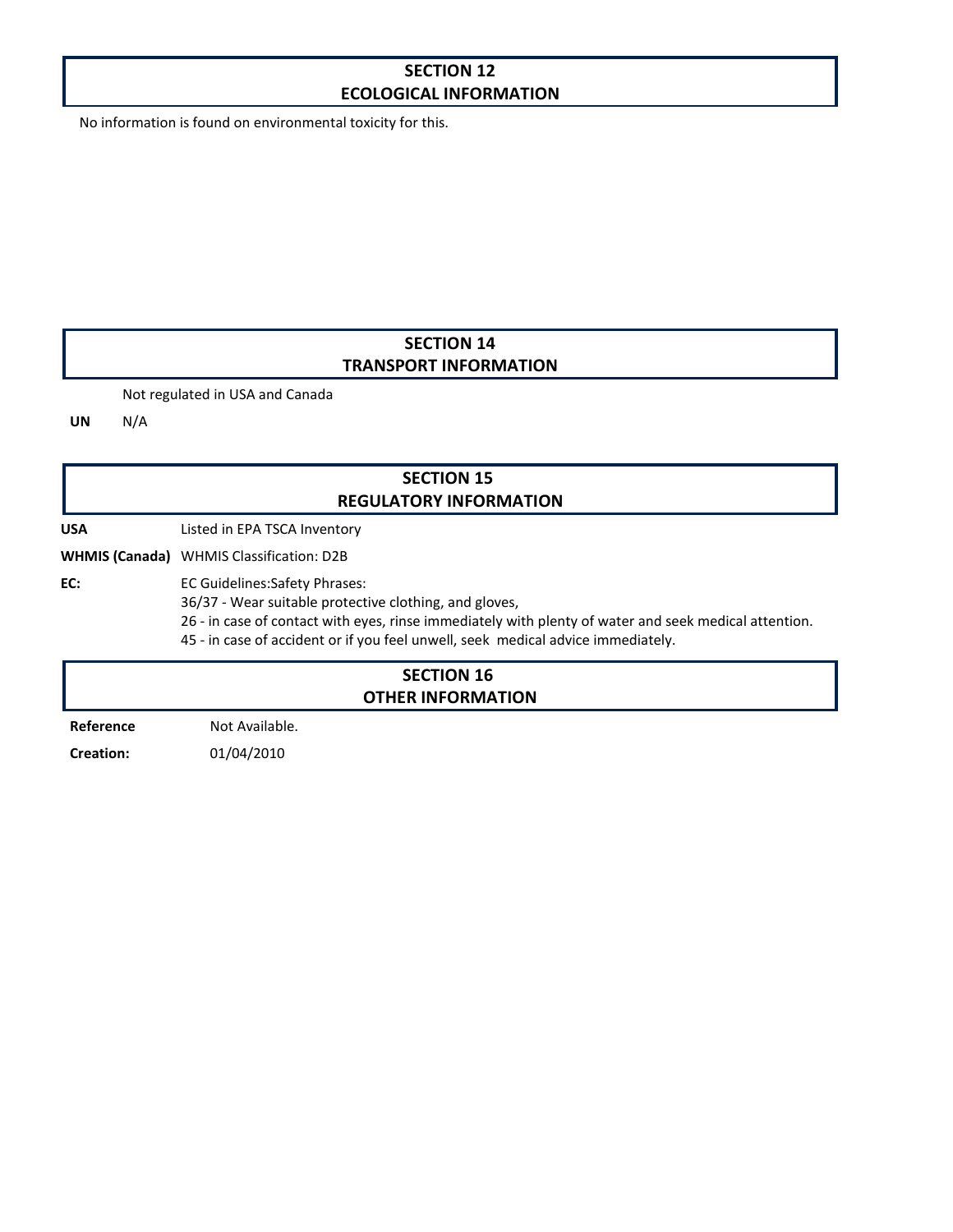## SECTION 12
## ECOLOGICAL INFORMATION

No information is found on environmental toxicity for this.

## SECTION 14
## TRANSPORT INFORMATION

Not regulated in USA and Canada

**UN** N/A

## SECTION 15
## REGULATORY INFORMATION

**USA** Listed in EPA TSCA Inventory

**WHMIS (Canada)** WHMIS Classification: D2B

**EC:** EC Guidelines:Safety Phrases:
36/37 - Wear suitable protective clothing, and gloves,
26 - in case of contact with eyes, rinse immediately with plenty of water and seek medical attention.
45 - in case of accident or if you feel unwell, seek medical advice immediately.

## SECTION 16
## OTHER INFORMATION

**Reference** Not Available.

**Creation:** 01/04/2010